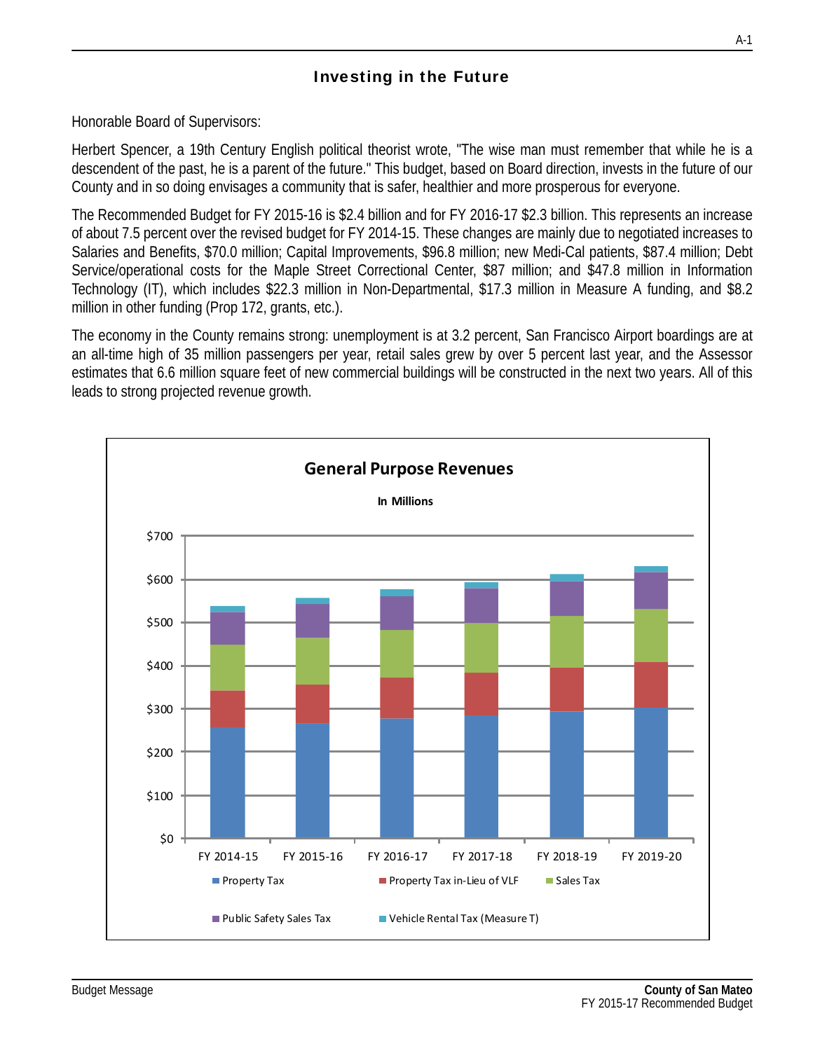# Investing in the Future

Honorable Board of Supervisors:

Herbert Spencer, a 19th Century English political theorist wrote, "The wise man must remember that while he is a descendent of the past, he is a parent of the future." This budget, based on Board direction, invests in the future of our County and in so doing envisages a community that is safer, healthier and more prosperous for everyone.

The Recommended Budget for FY 2015-16 is $2.4 billion and for FY 2016-17 $2.3 billion. This represents an increase of about 7.5 percent over the revised budget for FY 2014-15. These changes are mainly due to negotiated increases to Salaries and Benefits, $70.0 million; Capital Improvements, $96.8 million; new Medi-Cal patients, $87.4 million; Debt Service/operational costs for the Maple Street Correctional Center, $87 million; and $47.8 million in Information Technology (IT), which includes $22.3 million in Non-Departmental, $17.3 million in Measure A funding, and $8.2 million in other funding (Prop 172, grants, etc.).

The economy in the County remains strong: unemployment is at 3.2 percent, San Francisco Airport boardings are at an all-time high of 35 million passengers per year, retail sales grew by over 5 percent last year, and the Assessor estimates that 6.6 million square feet of new commercial buildings will be constructed in the next two years. All of this leads to strong projected revenue growth.

**General Purpose Revenues**

In Millions

Stacked bar chart (y-axis $0–$700) for FY 2014-15, FY 2015-16, FY 2016-17, FY 2017-18, FY 2018-19, FY 2019-20. Legend: Property Tax; Property Tax in-Lieu of VLF; Sales Tax; Public Safety Sales Tax; Vehicle Rental Tax (Measure T).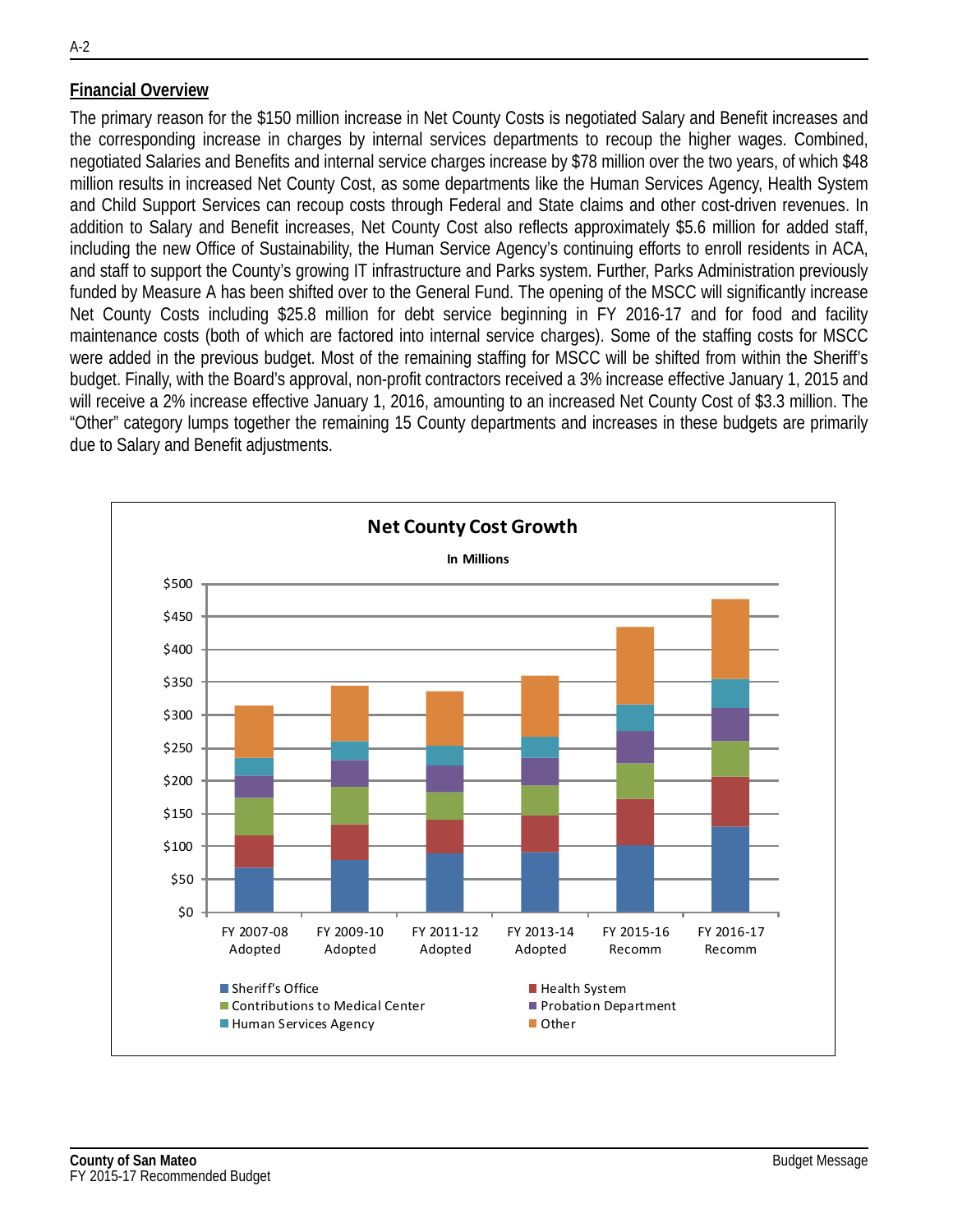## Financial Overview

The primary reason for the $150 million increase in Net County Costs is negotiated Salary and Benefit increases and the corresponding increase in charges by internal services departments to recoup the higher wages. Combined, negotiated Salaries and Benefits and internal service charges increase by $78 million over the two years, of which $48 million results in increased Net County Cost, as some departments like the Human Services Agency, Health System and Child Support Services can recoup costs through Federal and State claims and other cost-driven revenues. In addition to Salary and Benefit increases, Net County Cost also reflects approximately $5.6 million for added staff, including the new Office of Sustainability, the Human Service Agency's continuing efforts to enroll residents in ACA, and staff to support the County's growing IT infrastructure and Parks system. Further, Parks Administration previously funded by Measure A has been shifted over to the General Fund. The opening of the MSCC will significantly increase Net County Costs including $25.8 million for debt service beginning in FY 2016-17 and for food and facility maintenance costs (both of which are factored into internal service charges). Some of the staffing costs for MSCC were added in the previous budget. Most of the remaining staffing for MSCC will be shifted from within the Sheriff's budget. Finally, with the Board's approval, non-profit contractors received a 3% increase effective January 1, 2015 and will receive a 2% increase effective January 1, 2016, amounting to an increased Net County Cost of $3.3 million. The "Other" category lumps together the remaining 15 County departments and increases in these budgets are primarily due to Salary and Benefit adjustments.

**Net County Cost Growth**

In Millions

Categories: Sheriff's Office; Health System; Contributions to Medical Center; Probation Department; Human Services Agency; Other

Fiscal years: FY 2007-08 Adopted; FY 2009-10 Adopted; FY 2011-12 Adopted; FY 2013-14 Adopted; FY 2015-16 Recomm; FY 2016-17 Recomm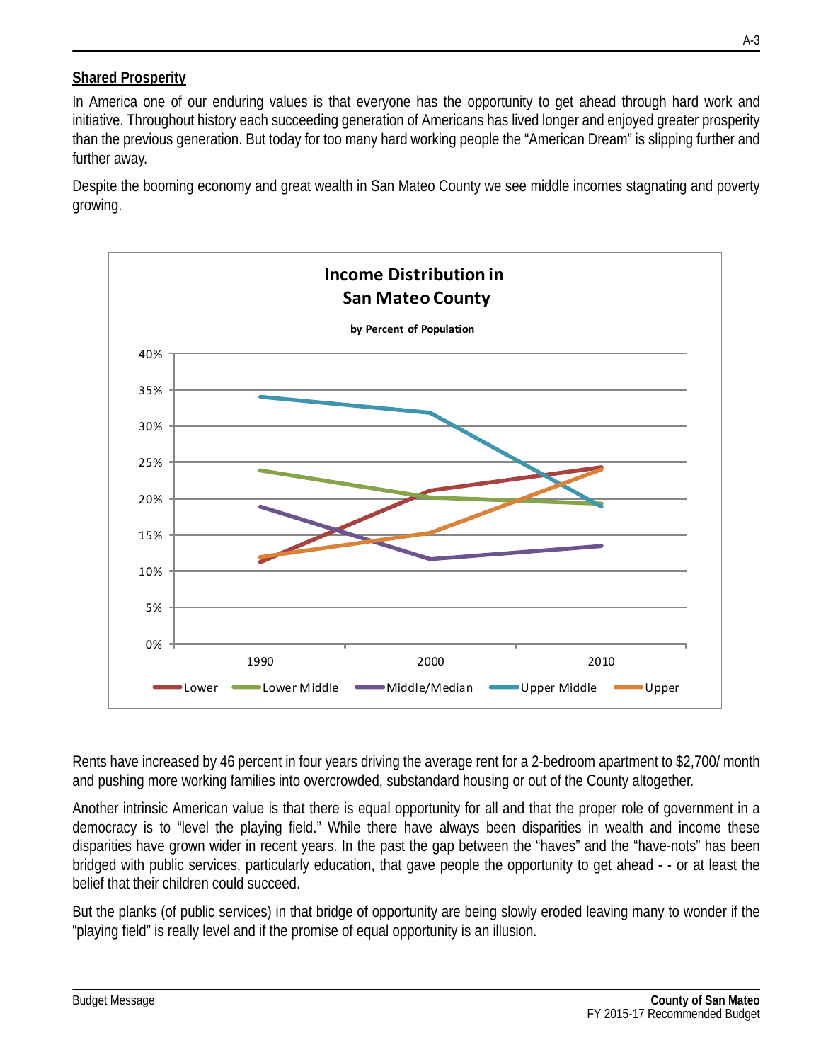## Shared Prosperity

In America one of our enduring values is that everyone has the opportunity to get ahead through hard work and initiative. Throughout history each succeeding generation of Americans has lived longer and enjoyed greater prosperity than the previous generation. But today for too many hard working people the "American Dream" is slipping further and further away.

Despite the booming economy and great wealth in San Mateo County we see middle incomes stagnating and poverty growing.

**Income Distribution in San Mateo County**

**by Percent of Population**

Rents have increased by 46 percent in four years driving the average rent for a 2-bedroom apartment to $2,700/ month and pushing more working families into overcrowded, substandard housing or out of the County altogether.

Another intrinsic American value is that there is equal opportunity for all and that the proper role of government in a democracy is to "level the playing field." While there have always been disparities in wealth and income these disparities have grown wider in recent years. In the past the gap between the "haves" and the "have-nots" has been bridged with public services, particularly education, that gave people the opportunity to get ahead - - or at least the belief that their children could succeed.

But the planks (of public services) in that bridge of opportunity are being slowly eroded leaving many to wonder if the "playing field" is really level and if the promise of equal opportunity is an illusion.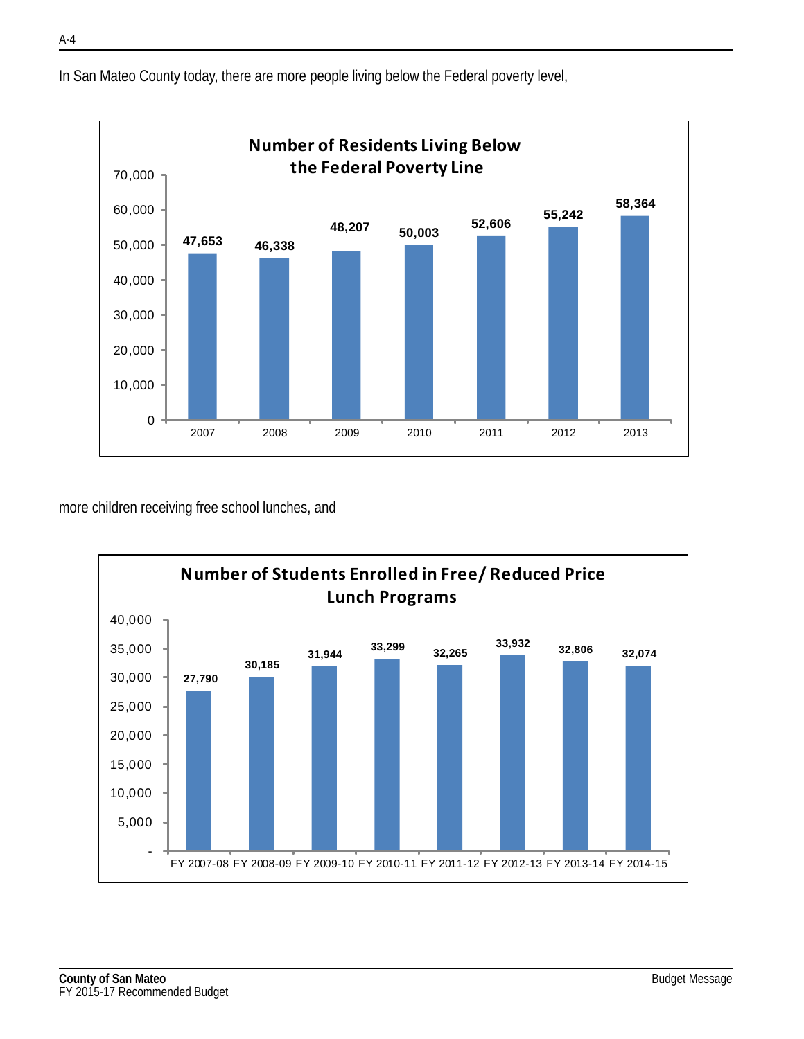In San Mateo County today, there are more people living below the Federal poverty level,

**Number of Residents Living Below the Federal Poverty Line**

| Year | Residents |
|---|---|
| 2007 | 47,653 |
| 2008 | 46,338 |
| 2009 | 48,207 |
| 2010 | 50,003 |
| 2011 | 52,606 |
| 2012 | 55,242 |
| 2013 | 58,364 |

more children receiving free school lunches, and

**Number of Students Enrolled in Free/ Reduced Price Lunch Programs**

| Fiscal Year | Students |
|---|---|
| FY 2007-08 | 27,790 |
| FY 2008-09 | 30,185 |
| FY 2009-10 | 31,944 |
| FY 2010-11 | 33,299 |
| FY 2011-12 | 32,265 |
| FY 2012-13 | 33,932 |
| FY 2013-14 | 32,806 |
| FY 2014-15 | 32,074 |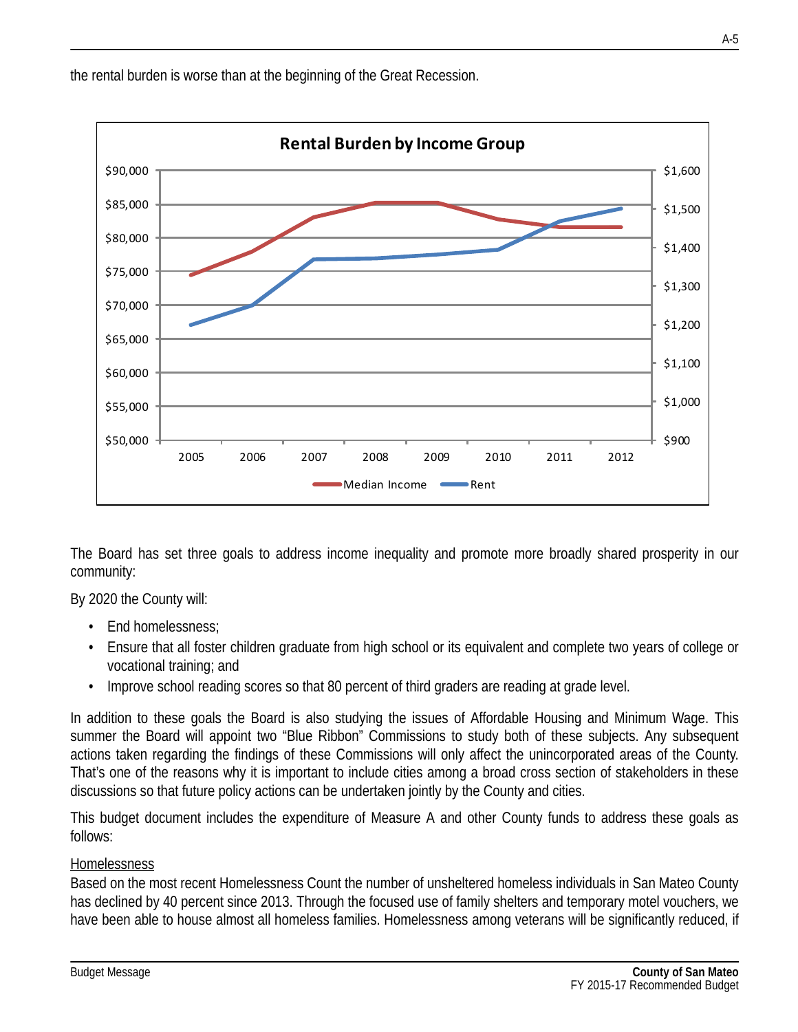the rental burden is worse than at the beginning of the Great Recession.

**Rental Burden by Income Group**

The Board has set three goals to address income inequality and promote more broadly shared prosperity in our community:

By 2020 the County will:

- End homelessness;
- Ensure that all foster children graduate from high school or its equivalent and complete two years of college or vocational training; and
- Improve school reading scores so that 80 percent of third graders are reading at grade level.

In addition to these goals the Board is also studying the issues of Affordable Housing and Minimum Wage. This summer the Board will appoint two "Blue Ribbon" Commissions to study both of these subjects. Any subsequent actions taken regarding the findings of these Commissions will only affect the unincorporated areas of the County. That's one of the reasons why it is important to include cities among a broad cross section of stakeholders in these discussions so that future policy actions can be undertaken jointly by the County and cities.

This budget document includes the expenditure of Measure A and other County funds to address these goals as follows:

Homelessness

Based on the most recent Homelessness Count the number of unsheltered homeless individuals in San Mateo County has declined by 40 percent since 2013. Through the focused use of family shelters and temporary motel vouchers, we have been able to house almost all homeless families. Homelessness among veterans will be significantly reduced, if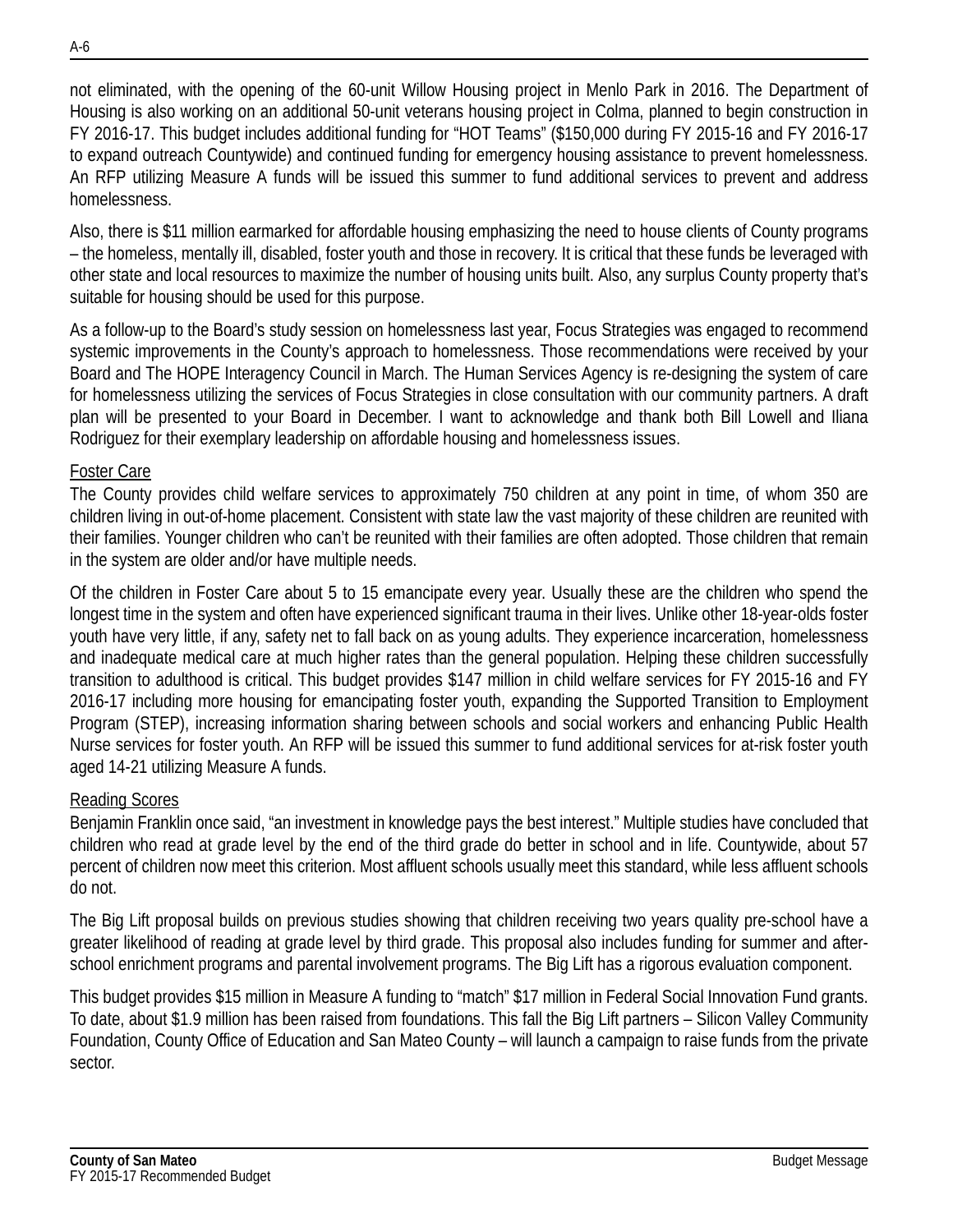not eliminated, with the opening of the 60-unit Willow Housing project in Menlo Park in 2016. The Department of Housing is also working on an additional 50-unit veterans housing project in Colma, planned to begin construction in FY 2016-17. This budget includes additional funding for "HOT Teams" ($150,000 during FY 2015-16 and FY 2016-17 to expand outreach Countywide) and continued funding for emergency housing assistance to prevent homelessness. An RFP utilizing Measure A funds will be issued this summer to fund additional services to prevent and address homelessness.

Also, there is $11 million earmarked for affordable housing emphasizing the need to house clients of County programs – the homeless, mentally ill, disabled, foster youth and those in recovery. It is critical that these funds be leveraged with other state and local resources to maximize the number of housing units built. Also, any surplus County property that's suitable for housing should be used for this purpose.

As a follow-up to the Board's study session on homelessness last year, Focus Strategies was engaged to recommend systemic improvements in the County's approach to homelessness. Those recommendations were received by your Board and The HOPE Interagency Council in March. The Human Services Agency is re-designing the system of care for homelessness utilizing the services of Focus Strategies in close consultation with our community partners. A draft plan will be presented to your Board in December. I want to acknowledge and thank both Bill Lowell and Iliana Rodriguez for their exemplary leadership on affordable housing and homelessness issues.

Foster Care

The County provides child welfare services to approximately 750 children at any point in time, of whom 350 are children living in out-of-home placement. Consistent with state law the vast majority of these children are reunited with their families. Younger children who can't be reunited with their families are often adopted. Those children that remain in the system are older and/or have multiple needs.

Of the children in Foster Care about 5 to 15 emancipate every year. Usually these are the children who spend the longest time in the system and often have experienced significant trauma in their lives. Unlike other 18-year-olds foster youth have very little, if any, safety net to fall back on as young adults. They experience incarceration, homelessness and inadequate medical care at much higher rates than the general population. Helping these children successfully transition to adulthood is critical. This budget provides $147 million in child welfare services for FY 2015-16 and FY 2016-17 including more housing for emancipating foster youth, expanding the Supported Transition to Employment Program (STEP), increasing information sharing between schools and social workers and enhancing Public Health Nurse services for foster youth. An RFP will be issued this summer to fund additional services for at-risk foster youth aged 14-21 utilizing Measure A funds.

Reading Scores

Benjamin Franklin once said, "an investment in knowledge pays the best interest." Multiple studies have concluded that children who read at grade level by the end of the third grade do better in school and in life. Countywide, about 57 percent of children now meet this criterion. Most affluent schools usually meet this standard, while less affluent schools do not.

The Big Lift proposal builds on previous studies showing that children receiving two years quality pre-school have a greater likelihood of reading at grade level by third grade. This proposal also includes funding for summer and after-school enrichment programs and parental involvement programs. The Big Lift has a rigorous evaluation component.

This budget provides $15 million in Measure A funding to "match" $17 million in Federal Social Innovation Fund grants. To date, about $1.9 million has been raised from foundations. This fall the Big Lift partners – Silicon Valley Community Foundation, County Office of Education and San Mateo County – will launch a campaign to raise funds from the private sector.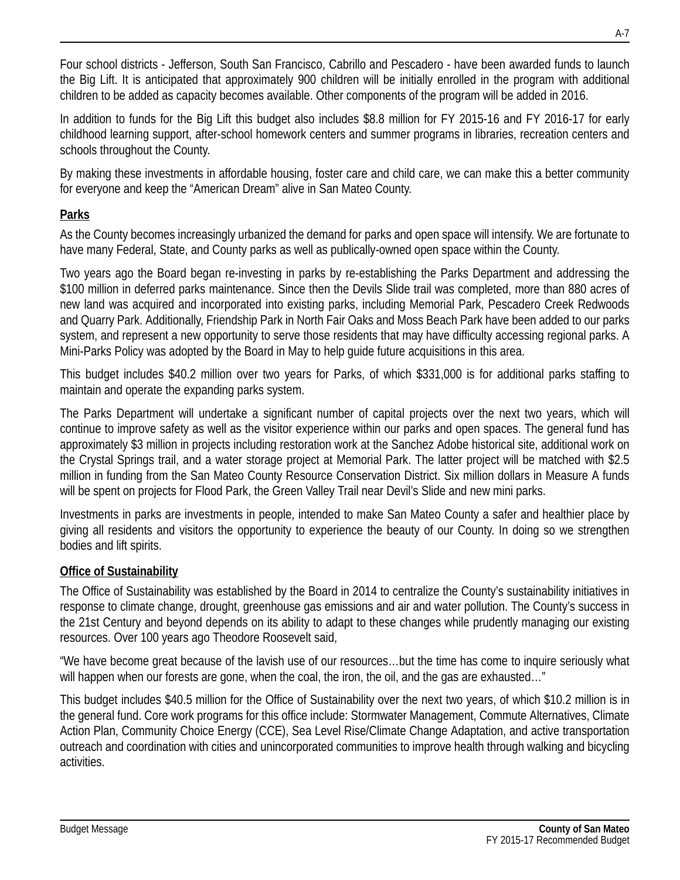Four school districts - Jefferson, South San Francisco, Cabrillo and Pescadero - have been awarded funds to launch the Big Lift. It is anticipated that approximately 900 children will be initially enrolled in the program with additional children to be added as capacity becomes available. Other components of the program will be added in 2016.

In addition to funds for the Big Lift this budget also includes $8.8 million for FY 2015-16 and FY 2016-17 for early childhood learning support, after-school homework centers and summer programs in libraries, recreation centers and schools throughout the County.

By making these investments in affordable housing, foster care and child care, we can make this a better community for everyone and keep the "American Dream" alive in San Mateo County.

**Parks**

As the County becomes increasingly urbanized the demand for parks and open space will intensify. We are fortunate to have many Federal, State, and County parks as well as publically-owned open space within the County.

Two years ago the Board began re-investing in parks by re-establishing the Parks Department and addressing the $100 million in deferred parks maintenance. Since then the Devils Slide trail was completed, more than 880 acres of new land was acquired and incorporated into existing parks, including Memorial Park, Pescadero Creek Redwoods and Quarry Park. Additionally, Friendship Park in North Fair Oaks and Moss Beach Park have been added to our parks system, and represent a new opportunity to serve those residents that may have difficulty accessing regional parks. A Mini-Parks Policy was adopted by the Board in May to help guide future acquisitions in this area.

This budget includes $40.2 million over two years for Parks, of which $331,000 is for additional parks staffing to maintain and operate the expanding parks system.

The Parks Department will undertake a significant number of capital projects over the next two years, which will continue to improve safety as well as the visitor experience within our parks and open spaces. The general fund has approximately $3 million in projects including restoration work at the Sanchez Adobe historical site, additional work on the Crystal Springs trail, and a water storage project at Memorial Park. The latter project will be matched with $2.5 million in funding from the San Mateo County Resource Conservation District. Six million dollars in Measure A funds will be spent on projects for Flood Park, the Green Valley Trail near Devil's Slide and new mini parks.

Investments in parks are investments in people, intended to make San Mateo County a safer and healthier place by giving all residents and visitors the opportunity to experience the beauty of our County. In doing so we strengthen bodies and lift spirits.

**Office of Sustainability**

The Office of Sustainability was established by the Board in 2014 to centralize the County's sustainability initiatives in response to climate change, drought, greenhouse gas emissions and air and water pollution. The County's success in the 21st Century and beyond depends on its ability to adapt to these changes while prudently managing our existing resources. Over 100 years ago Theodore Roosevelt said,

"We have become great because of the lavish use of our resources…but the time has come to inquire seriously what will happen when our forests are gone, when the coal, the iron, the oil, and the gas are exhausted…"

This budget includes $40.5 million for the Office of Sustainability over the next two years, of which $10.2 million is in the general fund. Core work programs for this office include: Stormwater Management, Commute Alternatives, Climate Action Plan, Community Choice Energy (CCE), Sea Level Rise/Climate Change Adaptation, and active transportation outreach and coordination with cities and unincorporated communities to improve health through walking and bicycling activities.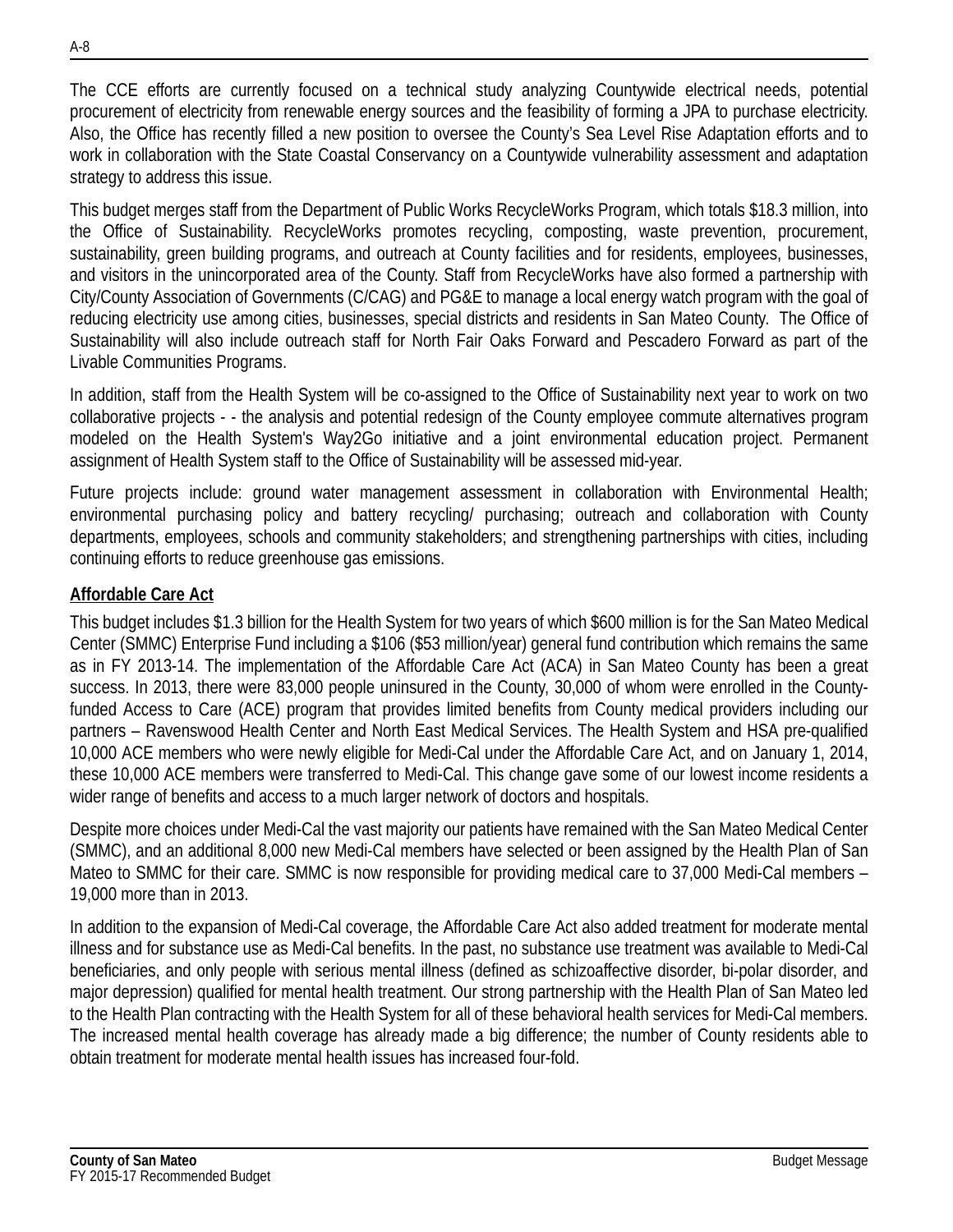The CCE efforts are currently focused on a technical study analyzing Countywide electrical needs, potential procurement of electricity from renewable energy sources and the feasibility of forming a JPA to purchase electricity. Also, the Office has recently filled a new position to oversee the County's Sea Level Rise Adaptation efforts and to work in collaboration with the State Coastal Conservancy on a Countywide vulnerability assessment and adaptation strategy to address this issue.

This budget merges staff from the Department of Public Works RecycleWorks Program, which totals $18.3 million, into the Office of Sustainability. RecycleWorks promotes recycling, composting, waste prevention, procurement, sustainability, green building programs, and outreach at County facilities and for residents, employees, businesses, and visitors in the unincorporated area of the County. Staff from RecycleWorks have also formed a partnership with City/County Association of Governments (C/CAG) and PG&E to manage a local energy watch program with the goal of reducing electricity use among cities, businesses, special districts and residents in San Mateo County. The Office of Sustainability will also include outreach staff for North Fair Oaks Forward and Pescadero Forward as part of the Livable Communities Programs.

In addition, staff from the Health System will be co-assigned to the Office of Sustainability next year to work on two collaborative projects - - the analysis and potential redesign of the County employee commute alternatives program modeled on the Health System's Way2Go initiative and a joint environmental education project. Permanent assignment of Health System staff to the Office of Sustainability will be assessed mid-year.

Future projects include: ground water management assessment in collaboration with Environmental Health; environmental purchasing policy and battery recycling/ purchasing; outreach and collaboration with County departments, employees, schools and community stakeholders; and strengthening partnerships with cities, including continuing efforts to reduce greenhouse gas emissions.

**Affordable Care Act**

This budget includes $1.3 billion for the Health System for two years of which $600 million is for the San Mateo Medical Center (SMMC) Enterprise Fund including a $106 ($53 million/year) general fund contribution which remains the same as in FY 2013-14. The implementation of the Affordable Care Act (ACA) in San Mateo County has been a great success. In 2013, there were 83,000 people uninsured in the County, 30,000 of whom were enrolled in the County-funded Access to Care (ACE) program that provides limited benefits from County medical providers including our partners – Ravenswood Health Center and North East Medical Services. The Health System and HSA pre-qualified 10,000 ACE members who were newly eligible for Medi-Cal under the Affordable Care Act, and on January 1, 2014, these 10,000 ACE members were transferred to Medi-Cal. This change gave some of our lowest income residents a wider range of benefits and access to a much larger network of doctors and hospitals.

Despite more choices under Medi-Cal the vast majority our patients have remained with the San Mateo Medical Center (SMMC), and an additional 8,000 new Medi-Cal members have selected or been assigned by the Health Plan of San Mateo to SMMC for their care. SMMC is now responsible for providing medical care to 37,000 Medi-Cal members – 19,000 more than in 2013.

In addition to the expansion of Medi-Cal coverage, the Affordable Care Act also added treatment for moderate mental illness and for substance use as Medi-Cal benefits. In the past, no substance use treatment was available to Medi-Cal beneficiaries, and only people with serious mental illness (defined as schizoaffective disorder, bi-polar disorder, and major depression) qualified for mental health treatment. Our strong partnership with the Health Plan of San Mateo led to the Health Plan contracting with the Health System for all of these behavioral health services for Medi-Cal members. The increased mental health coverage has already made a big difference; the number of County residents able to obtain treatment for moderate mental health issues has increased four-fold.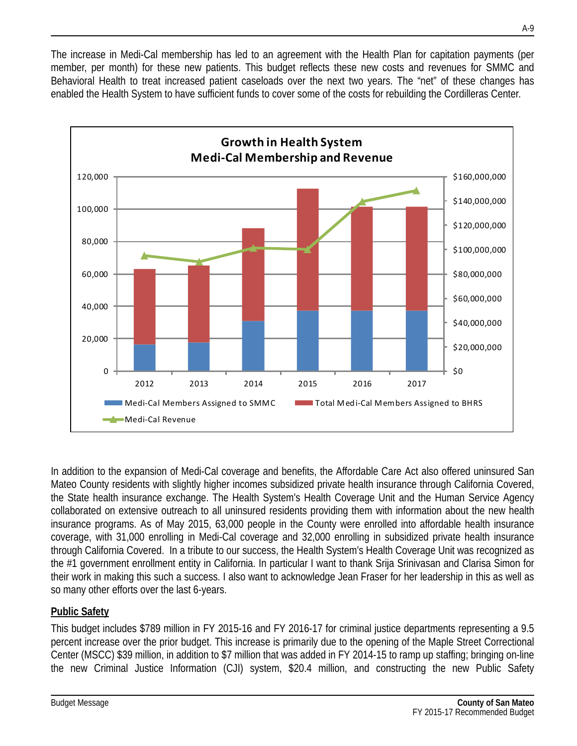The increase in Medi-Cal membership has led to an agreement with the Health Plan for capitation payments (per member, per month) for these new patients. This budget reflects these new costs and revenues for SMMC and Behavioral Health to treat increased patient caseloads over the next two years. The "net" of these changes has enabled the Health System to have sufficient funds to cover some of the costs for rebuilding the Cordilleras Center.

**Growth in Health System Medi-Cal Membership and Revenue**

In addition to the expansion of Medi-Cal coverage and benefits, the Affordable Care Act also offered uninsured San Mateo County residents with slightly higher incomes subsidized private health insurance through California Covered, the State health insurance exchange. The Health System's Health Coverage Unit and the Human Service Agency collaborated on extensive outreach to all uninsured residents providing them with information about the new health insurance programs. As of May 2015, 63,000 people in the County were enrolled into affordable health insurance coverage, with 31,000 enrolling in Medi-Cal coverage and 32,000 enrolling in subsidized private health insurance through California Covered. In a tribute to our success, the Health System's Health Coverage Unit was recognized as the #1 government enrollment entity in California. In particular I want to thank Srija Srinivasan and Clarisa Simon for their work in making this such a success. I also want to acknowledge Jean Fraser for her leadership in this as well as so many other efforts over the last 6-years.

## Public Safety

This budget includes $789 million in FY 2015-16 and FY 2016-17 for criminal justice departments representing a 9.5 percent increase over the prior budget. This increase is primarily due to the opening of the Maple Street Correctional Center (MSCC) $39 million, in addition to $7 million that was added in FY 2014-15 to ramp up staffing; bringing on-line the new Criminal Justice Information (CJI) system, $20.4 million, and constructing the new Public Safety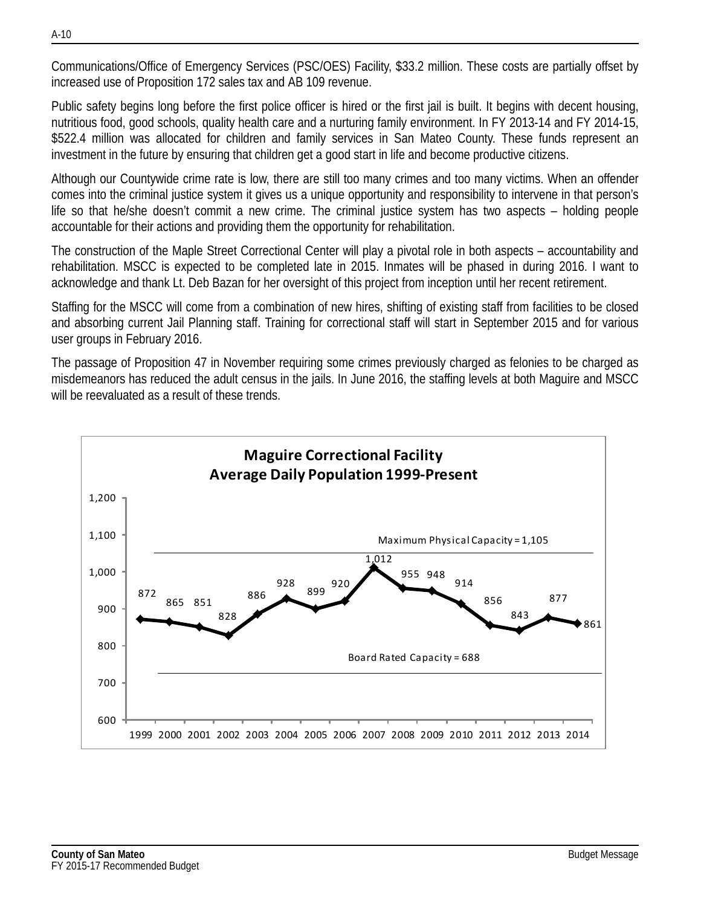Communications/Office of Emergency Services (PSC/OES) Facility, $33.2 million. These costs are partially offset by increased use of Proposition 172 sales tax and AB 109 revenue.

Public safety begins long before the first police officer is hired or the first jail is built. It begins with decent housing, nutritious food, good schools, quality health care and a nurturing family environment. In FY 2013-14 and FY 2014-15, $522.4 million was allocated for children and family services in San Mateo County. These funds represent an investment in the future by ensuring that children get a good start in life and become productive citizens.

Although our Countywide crime rate is low, there are still too many crimes and too many victims. When an offender comes into the criminal justice system it gives us a unique opportunity and responsibility to intervene in that person's life so that he/she doesn't commit a new crime. The criminal justice system has two aspects – holding people accountable for their actions and providing them the opportunity for rehabilitation.

The construction of the Maple Street Correctional Center will play a pivotal role in both aspects – accountability and rehabilitation. MSCC is expected to be completed late in 2015. Inmates will be phased in during 2016. I want to acknowledge and thank Lt. Deb Bazan for her oversight of this project from inception until her recent retirement.

Staffing for the MSCC will come from a combination of new hires, shifting of existing staff from facilities to be closed and absorbing current Jail Planning staff. Training for correctional staff will start in September 2015 and for various user groups in February 2016.

The passage of Proposition 47 in November requiring some crimes previously charged as felonies to be charged as misdemeanors has reduced the adult census in the jails. In June 2016, the staffing levels at both Maguire and MSCC will be reevaluated as a result of these trends.

**Maguire Correctional Facility**
**Average Daily Population 1999-Present**

Maximum Physical Capacity = 1,105
Board Rated Capacity = 688

| Year | Average Daily Population |
|---|---|
| 1999 | 872 |
| 2000 | 865 |
| 2001 | 851 |
| 2002 | 828 |
| 2003 | 886 |
| 2004 | 928 |
| 2005 | 899 |
| 2006 | 920 |
| 2007 | 1,012 |
| 2008 | 955 |
| 2009 | 948 |
| 2010 | 914 |
| 2011 | 856 |
| 2012 | 843 |
| 2013 | 877 |
| 2014 | 861 |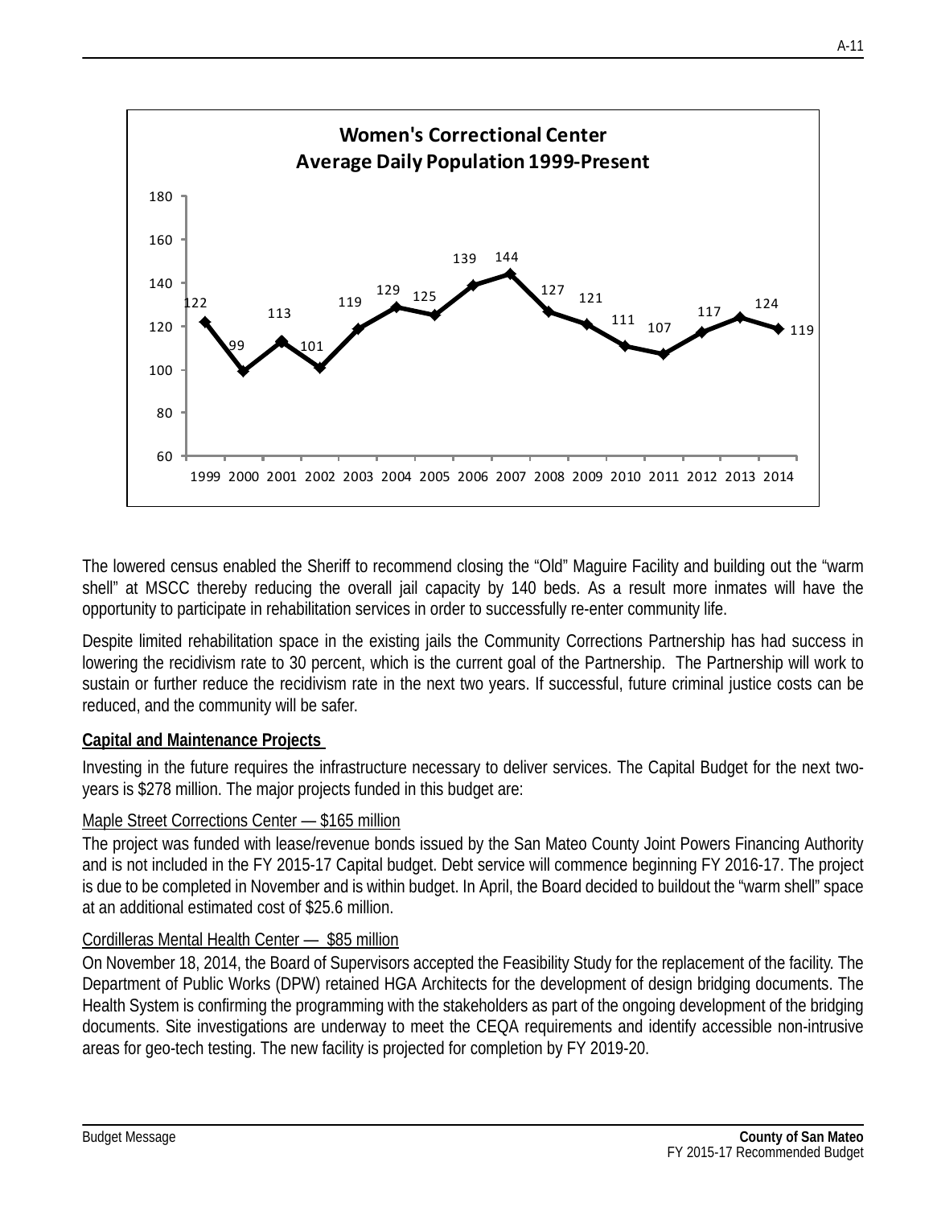**Women's Correctional Center**
**Average Daily Population 1999-Present**

| Year | Average Daily Population |
|---|---|
| 1999 | 122 |
| 2000 | 99 |
| 2001 | 113 |
| 2002 | 101 |
| 2003 | 119 |
| 2004 | 129 |
| 2005 | 125 |
| 2006 | 139 |
| 2007 | 144 |
| 2008 | 127 |
| 2009 | 121 |
| 2010 | 111 |
| 2011 | 107 |
| 2012 | 117 |
| 2013 | 124 |
| 2014 | 119 |

The lowered census enabled the Sheriff to recommend closing the "Old" Maguire Facility and building out the "warm shell" at MSCC thereby reducing the overall jail capacity by 140 beds. As a result more inmates will have the opportunity to participate in rehabilitation services in order to successfully re-enter community life.

Despite limited rehabilitation space in the existing jails the Community Corrections Partnership has had success in lowering the recidivism rate to 30 percent, which is the current goal of the Partnership. The Partnership will work to sustain or further reduce the recidivism rate in the next two years. If successful, future criminal justice costs can be reduced, and the community will be safer.

**Capital and Maintenance Projects**

Investing in the future requires the infrastructure necessary to deliver services. The Capital Budget for the next two-years is $278 million. The major projects funded in this budget are:

Maple Street Corrections Center — $165 million

The project was funded with lease/revenue bonds issued by the San Mateo County Joint Powers Financing Authority and is not included in the FY 2015-17 Capital budget. Debt service will commence beginning FY 2016-17. The project is due to be completed in November and is within budget. In April, the Board decided to buildout the "warm shell" space at an additional estimated cost of $25.6 million.

Cordilleras Mental Health Center — $85 million

On November 18, 2014, the Board of Supervisors accepted the Feasibility Study for the replacement of the facility. The Department of Public Works (DPW) retained HGA Architects for the development of design bridging documents. The Health System is confirming the programming with the stakeholders as part of the ongoing development of the bridging documents. Site investigations are underway to meet the CEQA requirements and identify accessible non-intrusive areas for geo-tech testing. The new facility is projected for completion by FY 2019-20.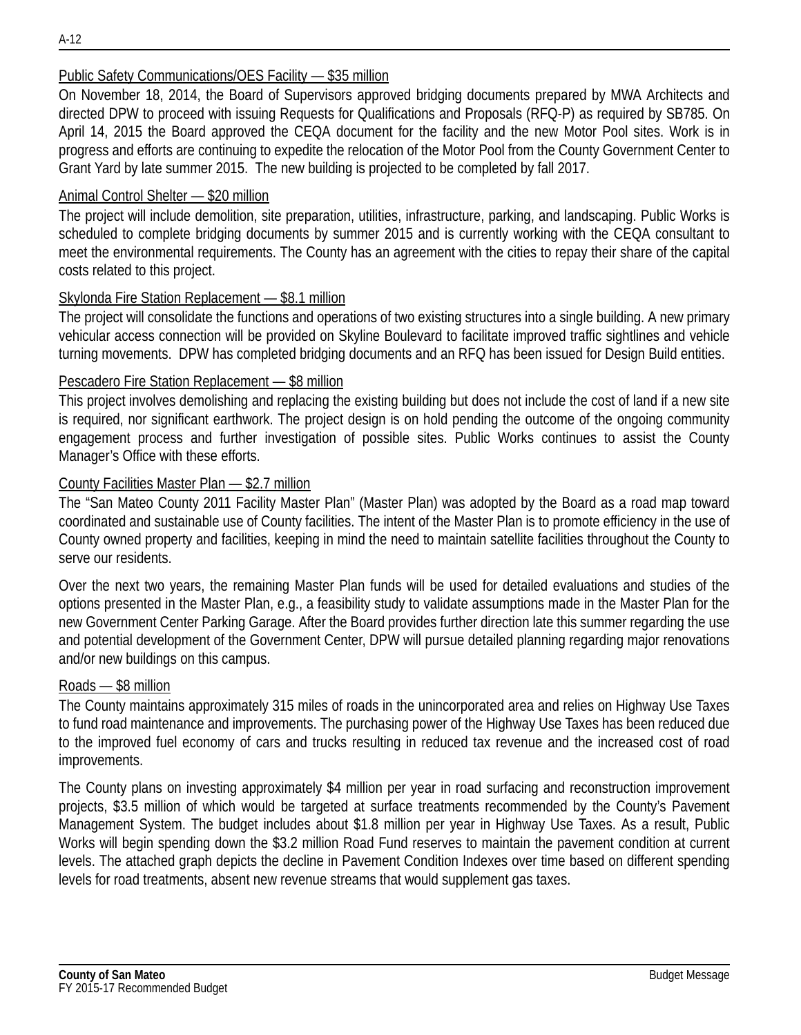<u>Public Safety Communications/OES Facility — $35 million</u>

On November 18, 2014, the Board of Supervisors approved bridging documents prepared by MWA Architects and directed DPW to proceed with issuing Requests for Qualifications and Proposals (RFQ-P) as required by SB785. On April 14, 2015 the Board approved the CEQA document for the facility and the new Motor Pool sites. Work is in progress and efforts are continuing to expedite the relocation of the Motor Pool from the County Government Center to Grant Yard by late summer 2015. The new building is projected to be completed by fall 2017.

<u>Animal Control Shelter — $20 million</u>

The project will include demolition, site preparation, utilities, infrastructure, parking, and landscaping. Public Works is scheduled to complete bridging documents by summer 2015 and is currently working with the CEQA consultant to meet the environmental requirements. The County has an agreement with the cities to repay their share of the capital costs related to this project.

<u>Skylonda Fire Station Replacement — $8.1 million</u>

The project will consolidate the functions and operations of two existing structures into a single building. A new primary vehicular access connection will be provided on Skyline Boulevard to facilitate improved traffic sightlines and vehicle turning movements. DPW has completed bridging documents and an RFQ has been issued for Design Build entities.

<u>Pescadero Fire Station Replacement — $8 million</u>

This project involves demolishing and replacing the existing building but does not include the cost of land if a new site is required, nor significant earthwork. The project design is on hold pending the outcome of the ongoing community engagement process and further investigation of possible sites. Public Works continues to assist the County Manager's Office with these efforts.

<u>County Facilities Master Plan — $2.7 million</u>

The "San Mateo County 2011 Facility Master Plan" (Master Plan) was adopted by the Board as a road map toward coordinated and sustainable use of County facilities. The intent of the Master Plan is to promote efficiency in the use of County owned property and facilities, keeping in mind the need to maintain satellite facilities throughout the County to serve our residents.

Over the next two years, the remaining Master Plan funds will be used for detailed evaluations and studies of the options presented in the Master Plan, e.g., a feasibility study to validate assumptions made in the Master Plan for the new Government Center Parking Garage. After the Board provides further direction late this summer regarding the use and potential development of the Government Center, DPW will pursue detailed planning regarding major renovations and/or new buildings on this campus.

<u>Roads — $8 million</u>

The County maintains approximately 315 miles of roads in the unincorporated area and relies on Highway Use Taxes to fund road maintenance and improvements. The purchasing power of the Highway Use Taxes has been reduced due to the improved fuel economy of cars and trucks resulting in reduced tax revenue and the increased cost of road improvements.

The County plans on investing approximately $4 million per year in road surfacing and reconstruction improvement projects, $3.5 million of which would be targeted at surface treatments recommended by the County's Pavement Management System. The budget includes about $1.8 million per year in Highway Use Taxes. As a result, Public Works will begin spending down the $3.2 million Road Fund reserves to maintain the pavement condition at current levels. The attached graph depicts the decline in Pavement Condition Indexes over time based on different spending levels for road treatments, absent new revenue streams that would supplement gas taxes.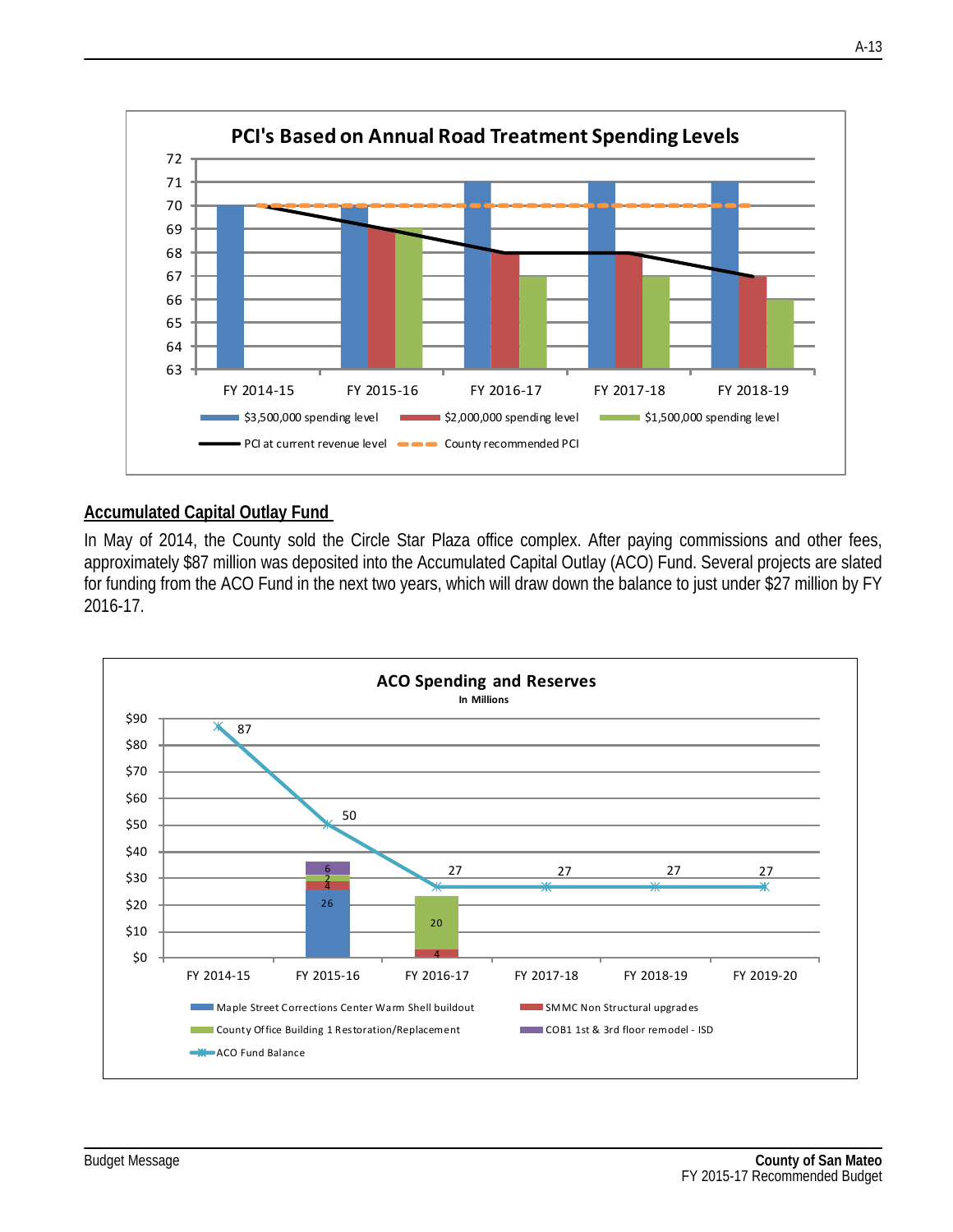**PCI's Based on Annual Road Treatment Spending Levels**

| | $3,500,000 spending level | $2,000,000 spending level | $1,500,000 spending level | PCI at current revenue level | County recommended PCI |
|---|---|---|---|---|---|
| FY 2014-15 | 70 | | | 70 | 70 |
| FY 2015-16 | 70 | 69 | 69 | 69 | 70 |
| FY 2016-17 | 71 | 68 | 67 | 68 | 70 |
| FY 2017-18 | 71 | 68 | 67 | 68 | 70 |
| FY 2018-19 | 71 | 67 | 66 | 67 | 70 |

## Accumulated Capital Outlay Fund

In May of 2014, the County sold the Circle Star Plaza office complex. After paying commissions and other fees, approximately $87 million was deposited into the Accumulated Capital Outlay (ACO) Fund. Several projects are slated for funding from the ACO Fund in the next two years, which will draw down the balance to just under $27 million by FY 2016-17.

**ACO Spending and Reserves**
In Millions

| | Maple Street Corrections Center Warm Shell buildout | SMMC Non Structural upgrades | County Office Building 1 Restoration/Replacement | COB1 1st & 3rd floor remodel - ISD | ACO Fund Balance |
|---|---|---|---|---|---|
| FY 2014-15 | | | | | 87 |
| FY 2015-16 | 26 | 4 | 2 | 6 | 50 |
| FY 2016-17 | | 4 | 20 | | 27 |
| FY 2017-18 | | | | | 27 |
| FY 2018-19 | | | | | 27 |
| FY 2019-20 | | | | | 27 |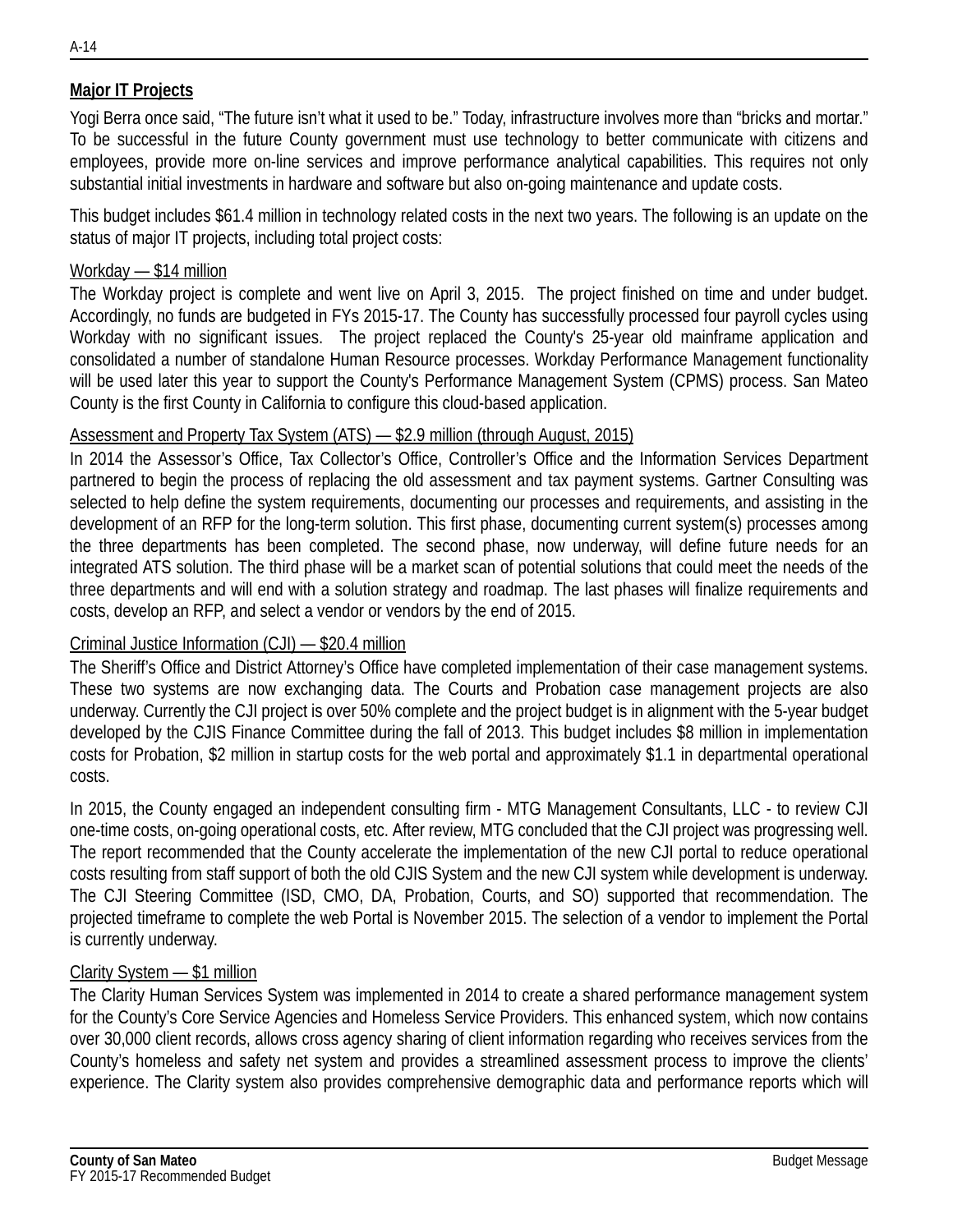## Major IT Projects

Yogi Berra once said, "The future isn't what it used to be." Today, infrastructure involves more than "bricks and mortar." To be successful in the future County government must use technology to better communicate with citizens and employees, provide more on-line services and improve performance analytical capabilities. This requires not only substantial initial investments in hardware and software but also on-going maintenance and update costs.

This budget includes $61.4 million in technology related costs in the next two years. The following is an update on the status of major IT projects, including total project costs:

Workday — $14 million

The Workday project is complete and went live on April 3, 2015. The project finished on time and under budget. Accordingly, no funds are budgeted in FYs 2015-17. The County has successfully processed four payroll cycles using Workday with no significant issues. The project replaced the County's 25-year old mainframe application and consolidated a number of standalone Human Resource processes. Workday Performance Management functionality will be used later this year to support the County's Performance Management System (CPMS) process. San Mateo County is the first County in California to configure this cloud-based application.

Assessment and Property Tax System (ATS) — $2.9 million (through August, 2015)

In 2014 the Assessor's Office, Tax Collector's Office, Controller's Office and the Information Services Department partnered to begin the process of replacing the old assessment and tax payment systems. Gartner Consulting was selected to help define the system requirements, documenting our processes and requirements, and assisting in the development of an RFP for the long-term solution. This first phase, documenting current system(s) processes among the three departments has been completed. The second phase, now underway, will define future needs for an integrated ATS solution. The third phase will be a market scan of potential solutions that could meet the needs of the three departments and will end with a solution strategy and roadmap. The last phases will finalize requirements and costs, develop an RFP, and select a vendor or vendors by the end of 2015.

Criminal Justice Information (CJI) — $20.4 million

The Sheriff's Office and District Attorney's Office have completed implementation of their case management systems. These two systems are now exchanging data. The Courts and Probation case management projects are also underway. Currently the CJI project is over 50% complete and the project budget is in alignment with the 5-year budget developed by the CJIS Finance Committee during the fall of 2013. This budget includes $8 million in implementation costs for Probation, $2 million in startup costs for the web portal and approximately $1.1 in departmental operational costs.

In 2015, the County engaged an independent consulting firm - MTG Management Consultants, LLC - to review CJI one-time costs, on-going operational costs, etc. After review, MTG concluded that the CJI project was progressing well. The report recommended that the County accelerate the implementation of the new CJI portal to reduce operational costs resulting from staff support of both the old CJIS System and the new CJI system while development is underway. The CJI Steering Committee (ISD, CMO, DA, Probation, Courts, and SO) supported that recommendation. The projected timeframe to complete the web Portal is November 2015. The selection of a vendor to implement the Portal is currently underway.

Clarity System — $1 million

The Clarity Human Services System was implemented in 2014 to create a shared performance management system for the County's Core Service Agencies and Homeless Service Providers. This enhanced system, which now contains over 30,000 client records, allows cross agency sharing of client information regarding who receives services from the County's homeless and safety net system and provides a streamlined assessment process to improve the clients' experience. The Clarity system also provides comprehensive demographic data and performance reports which will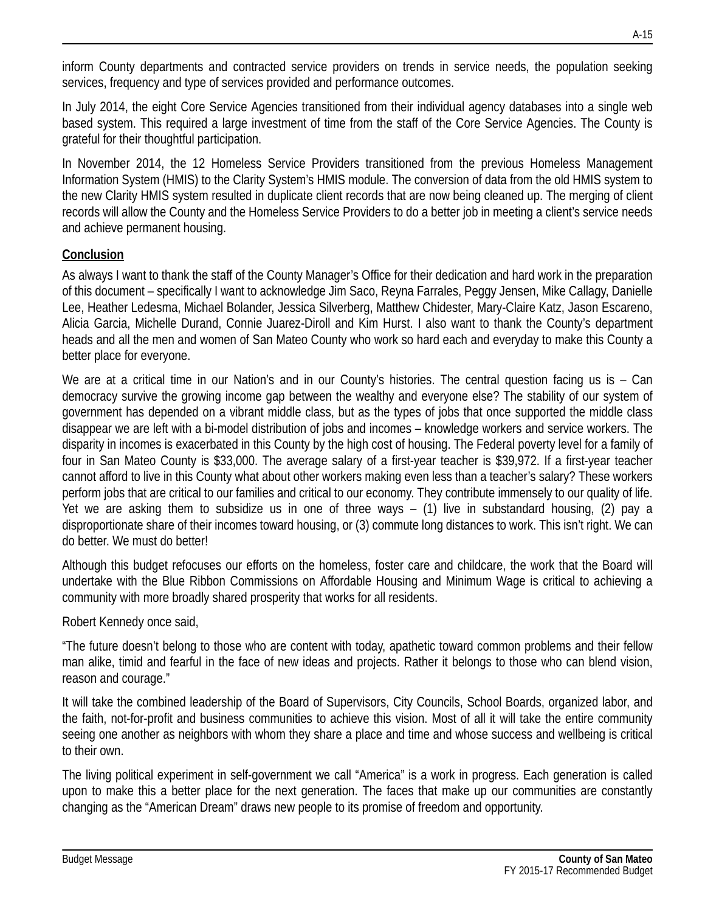inform County departments and contracted service providers on trends in service needs, the population seeking services, frequency and type of services provided and performance outcomes.

In July 2014, the eight Core Service Agencies transitioned from their individual agency databases into a single web based system. This required a large investment of time from the staff of the Core Service Agencies. The County is grateful for their thoughtful participation.

In November 2014, the 12 Homeless Service Providers transitioned from the previous Homeless Management Information System (HMIS) to the Clarity System's HMIS module. The conversion of data from the old HMIS system to the new Clarity HMIS system resulted in duplicate client records that are now being cleaned up. The merging of client records will allow the County and the Homeless Service Providers to do a better job in meeting a client's service needs and achieve permanent housing.

**Conclusion**

As always I want to thank the staff of the County Manager's Office for their dedication and hard work in the preparation of this document – specifically I want to acknowledge Jim Saco, Reyna Farrales, Peggy Jensen, Mike Callagy, Danielle Lee, Heather Ledesma, Michael Bolander, Jessica Silverberg, Matthew Chidester, Mary-Claire Katz, Jason Escareno, Alicia Garcia, Michelle Durand, Connie Juarez-Diroll and Kim Hurst. I also want to thank the County's department heads and all the men and women of San Mateo County who work so hard each and everyday to make this County a better place for everyone.

We are at a critical time in our Nation's and in our County's histories. The central question facing us is – Can democracy survive the growing income gap between the wealthy and everyone else? The stability of our system of government has depended on a vibrant middle class, but as the types of jobs that once supported the middle class disappear we are left with a bi-model distribution of jobs and incomes – knowledge workers and service workers. The disparity in incomes is exacerbated in this County by the high cost of housing. The Federal poverty level for a family of four in San Mateo County is $33,000. The average salary of a first-year teacher is $39,972. If a first-year teacher cannot afford to live in this County what about other workers making even less than a teacher's salary? These workers perform jobs that are critical to our families and critical to our economy. They contribute immensely to our quality of life. Yet we are asking them to subsidize us in one of three ways – (1) live in substandard housing, (2) pay a disproportionate share of their incomes toward housing, or (3) commute long distances to work. This isn't right. We can do better. We must do better!

Although this budget refocuses our efforts on the homeless, foster care and childcare, the work that the Board will undertake with the Blue Ribbon Commissions on Affordable Housing and Minimum Wage is critical to achieving a community with more broadly shared prosperity that works for all residents.

Robert Kennedy once said,

"The future doesn't belong to those who are content with today, apathetic toward common problems and their fellow man alike, timid and fearful in the face of new ideas and projects. Rather it belongs to those who can blend vision, reason and courage."

It will take the combined leadership of the Board of Supervisors, City Councils, School Boards, organized labor, and the faith, not-for-profit and business communities to achieve this vision. Most of all it will take the entire community seeing one another as neighbors with whom they share a place and time and whose success and wellbeing is critical to their own.

The living political experiment in self-government we call "America" is a work in progress. Each generation is called upon to make this a better place for the next generation. The faces that make up our communities are constantly changing as the "American Dream" draws new people to its promise of freedom and opportunity.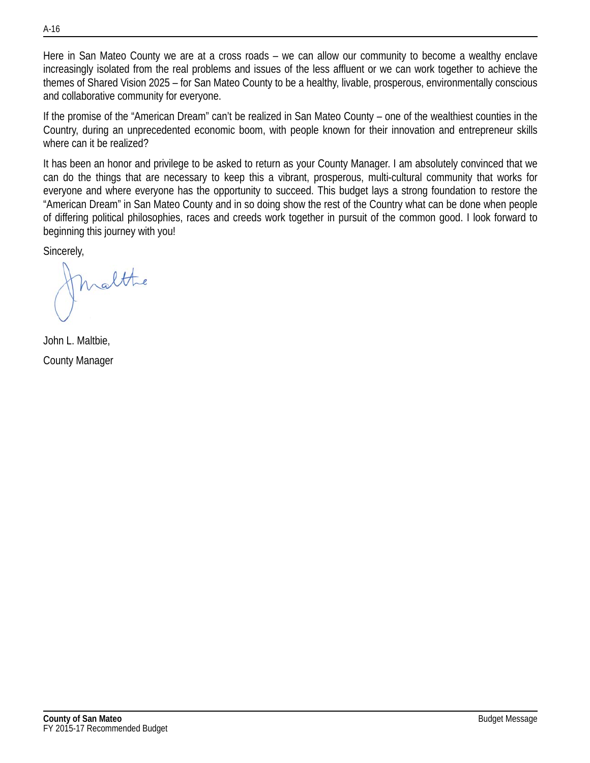Here in San Mateo County we are at a cross roads – we can allow our community to become a wealthy enclave increasingly isolated from the real problems and issues of the less affluent or we can work together to achieve the themes of Shared Vision 2025 – for San Mateo County to be a healthy, livable, prosperous, environmentally conscious and collaborative community for everyone.

If the promise of the "American Dream" can't be realized in San Mateo County – one of the wealthiest counties in the Country, during an unprecedented economic boom, with people known for their innovation and entrepreneur skills where can it be realized?

It has been an honor and privilege to be asked to return as your County Manager. I am absolutely convinced that we can do the things that are necessary to keep this a vibrant, prosperous, multi-cultural community that works for everyone and where everyone has the opportunity to succeed. This budget lays a strong foundation to restore the "American Dream" in San Mateo County and in so doing show the rest of the Country what can be done when people of differing political philosophies, races and creeds work together in pursuit of the common good. I look forward to beginning this journey with you!

Sincerely,

John L. Maltbie,

County Manager